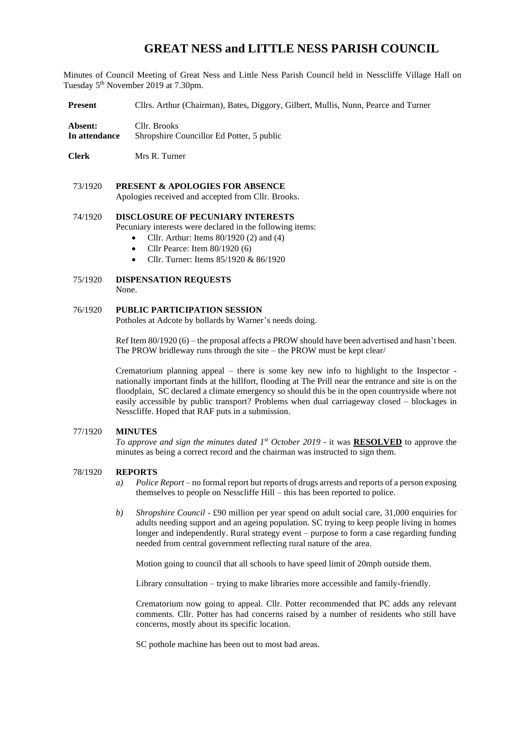# GREAT NESS and LITTLE NESS PARISH COUNCIL

Minutes of Council Meeting of Great Ness and Little Ness Parish Council held in Nesscliffe Village Hall on Tuesday 5th November 2019 at 7.30pm.

**Present** Cllrs. Arthur (Chairman), Bates, Diggory, Gilbert, Mullis, Nunn, Pearce and Turner

**Absent:** Cllr. Brooks
**In attendance** Shropshire Councillor Ed Potter, 5 public

**Clerk** Mrs R. Turner

73/1920 **PRESENT & APOLOGIES FOR ABSENCE**
Apologies received and accepted from Cllr. Brooks.

74/1920 **DISCLOSURE OF PECUNIARY INTERESTS**
Pecuniary interests were declared in the following items:

- Cllr. Arthur: Items 80/1920 (2) and (4)
- Cllr Pearce: Item 80/1920 (6)
- Cllr. Turner: Items 85/1920 & 86/1920

75/1920 **DISPENSATION REQUESTS**
None.

76/1920 **PUBLIC PARTICIPATION SESSION**
Potholes at Adcote by bollards by Warner's needs doing.

Ref Item 80/1920 (6) – the proposal affects a PROW should have been advertised and hasn't been. The PROW bridleway runs through the site – the PROW must be kept clear/

Crematorium planning appeal – there is some key new info to highlight to the Inspector - nationally important finds at the hillfort, flooding at The Prill near the entrance and site is on the floodplain, SC declared a climate emergency so should this be in the open countryside where not easily accessible by public transport? Problems when dual carriageway closed – blockages in Nesscliffe. Hoped that RAF puts in a submission.

77/1920 **MINUTES**
*To approve and sign the minutes dated 1st October 2019* - it was **RESOLVED** to approve the minutes as being a correct record and the chairman was instructed to sign them.

78/1920 **REPORTS**

*a) Police Report* – no formal report but reports of drugs arrests and reports of a person exposing themselves to people on Nesscliffe Hill – this has been reported to police.

*b) Shropshire Council* - £90 million per year spend on adult social care, 31,000 enquiries for adults needing support and an ageing population. SC trying to keep people living in homes longer and independently. Rural strategy event – purpose to form a case regarding funding needed from central government reflecting rural nature of the area.

Motion going to council that all schools to have speed limit of 20mph outside them.

Library consultation – trying to make libraries more accessible and family-friendly.

Crematorium now going to appeal. Cllr. Potter recommended that PC adds any relevant comments. Cllr. Potter has had concerns raised by a number of residents who still have concerns, mostly about its specific location.

SC pothole machine has been out to most bad areas.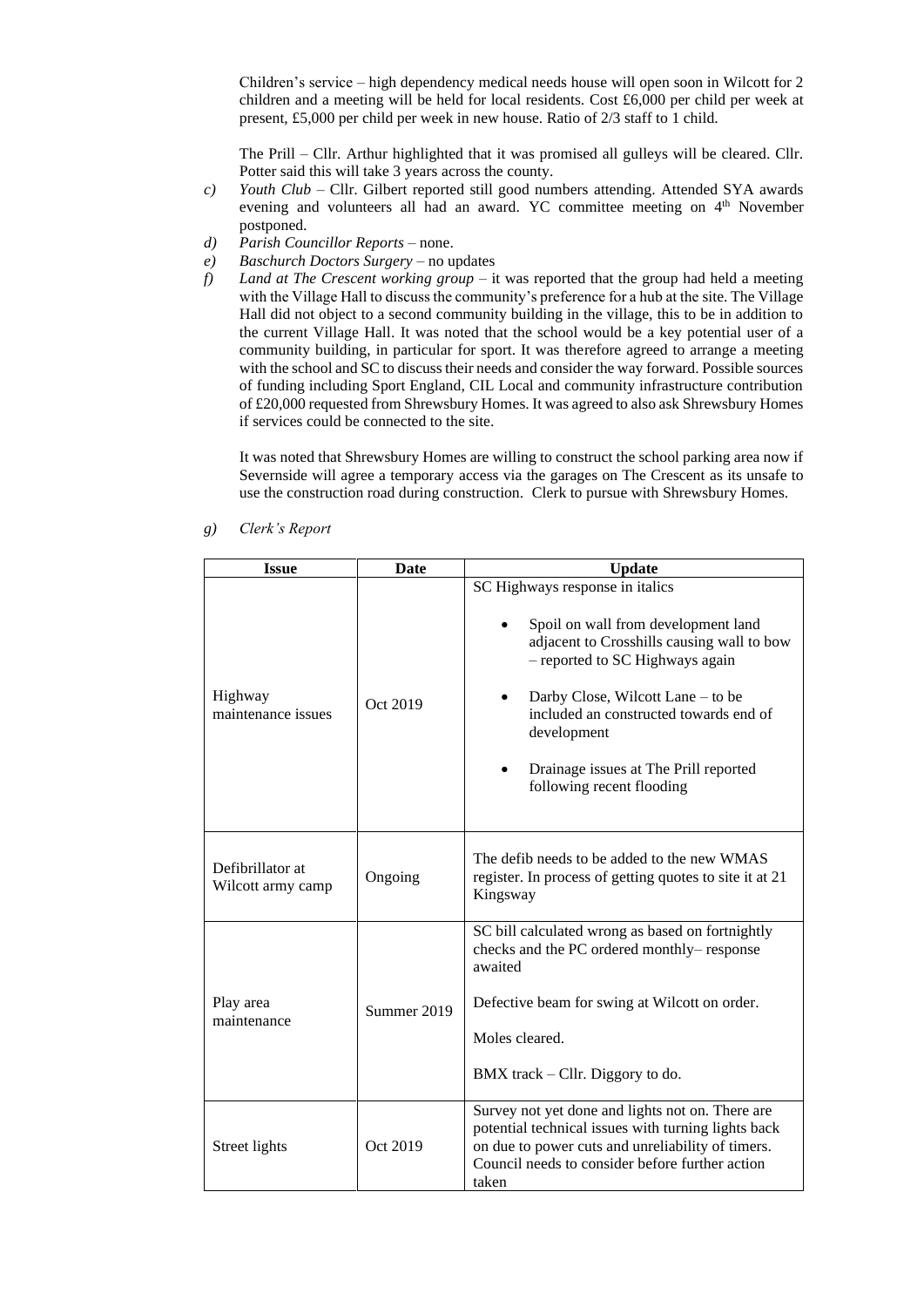Children's service – high dependency medical needs house will open soon in Wilcott for 2 children and a meeting will be held for local residents. Cost £6,000 per child per week at present, £5,000 per child per week in new house. Ratio of 2/3 staff to 1 child.

The Prill – Cllr. Arthur highlighted that it was promised all gulleys will be cleared. Cllr. Potter said this will take 3 years across the county.

c) *Youth Club* – Cllr. Gilbert reported still good numbers attending. Attended SYA awards evening and volunteers all had an award. YC committee meeting on 4th November postponed.

d) *Parish Councillor Reports* – none.

e) *Baschurch Doctors Surgery* – no updates

f) *Land at The Crescent working group* – it was reported that the group had held a meeting with the Village Hall to discuss the community's preference for a hub at the site. The Village Hall did not object to a second community building in the village, this to be in addition to the current Village Hall. It was noted that the school would be a key potential user of a community building, in particular for sport. It was therefore agreed to arrange a meeting with the school and SC to discuss their needs and consider the way forward. Possible sources of funding including Sport England, CIL Local and community infrastructure contribution of £20,000 requested from Shrewsbury Homes. It was agreed to also ask Shrewsbury Homes if services could be connected to the site.

It was noted that Shrewsbury Homes are willing to construct the school parking area now if Severnside will agree a temporary access via the garages on The Crescent as its unsafe to use the construction road during construction. Clerk to pursue with Shrewsbury Homes.

g) *Clerk's Report*

| Issue | Date | Update |
|---|---|---|
| Highway maintenance issues | Oct 2019 | SC Highways response in italics<br><br>• Spoil on wall from development land adjacent to Crosshills causing wall to bow – reported to SC Highways again<br><br>• Darby Close, Wilcott Lane – to be included an constructed towards end of development<br><br>• Drainage issues at The Prill reported following recent flooding |
| Defibrillator at Wilcott army camp | Ongoing | The defib needs to be added to the new WMAS register. In process of getting quotes to site it at 21 Kingsway |
| Play area maintenance | Summer 2019 | SC bill calculated wrong as based on fortnightly checks and the PC ordered monthly– response awaited<br><br>Defective beam for swing at Wilcott on order.<br><br>Moles cleared.<br><br>BMX track – Cllr. Diggory to do. |
| Street lights | Oct 2019 | Survey not yet done and lights not on. There are potential technical issues with turning lights back on due to power cuts and unreliability of timers. Council needs to consider before further action taken |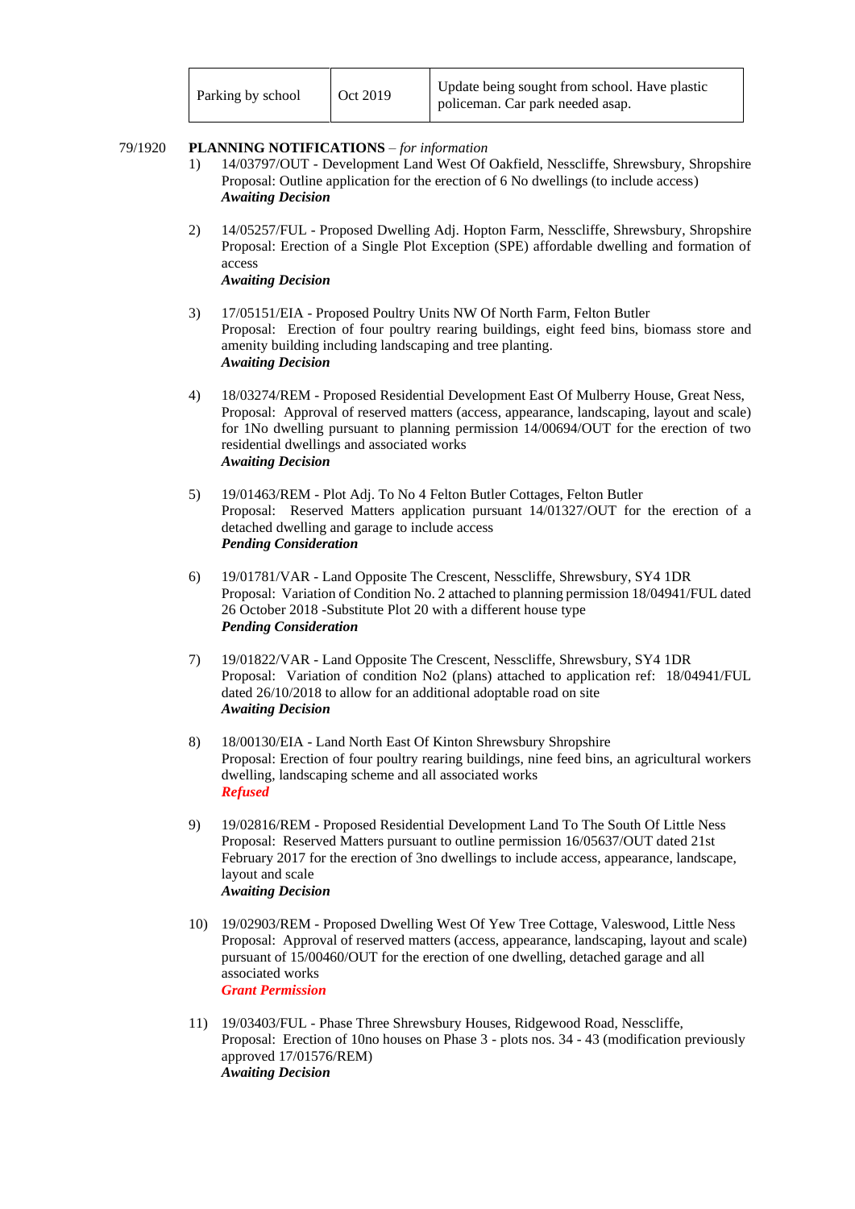| Parking by school | Oct 2019 | Update being sought from school. Have plastic policeman. Car park needed asap. |
|---|---|---|

79/1920 **PLANNING NOTIFICATIONS** – *for information*

1) 14/03797/OUT - Development Land West Of Oakfield, Nesscliffe, Shrewsbury, Shropshire
Proposal: Outline application for the erection of 6 No dwellings (to include access)
***Awaiting Decision***

2) 14/05257/FUL - Proposed Dwelling Adj. Hopton Farm, Nesscliffe, Shrewsbury, Shropshire
Proposal: Erection of a Single Plot Exception (SPE) affordable dwelling and formation of access
***Awaiting Decision***

3) 17/05151/EIA - Proposed Poultry Units NW Of North Farm, Felton Butler
Proposal: Erection of four poultry rearing buildings, eight feed bins, biomass store and amenity building including landscaping and tree planting.
***Awaiting Decision***

4) 18/03274/REM - Proposed Residential Development East Of Mulberry House, Great Ness,
Proposal: Approval of reserved matters (access, appearance, landscaping, layout and scale) for 1No dwelling pursuant to planning permission 14/00694/OUT for the erection of two residential dwellings and associated works
***Awaiting Decision***

5) 19/01463/REM - Plot Adj. To No 4 Felton Butler Cottages, Felton Butler
Proposal: Reserved Matters application pursuant 14/01327/OUT for the erection of a detached dwelling and garage to include access
***Pending Consideration***

6) 19/01781/VAR - Land Opposite The Crescent, Nesscliffe, Shrewsbury, SY4 1DR
Proposal: Variation of Condition No. 2 attached to planning permission 18/04941/FUL dated 26 October 2018 -Substitute Plot 20 with a different house type
***Pending Consideration***

7) 19/01822/VAR - Land Opposite The Crescent, Nesscliffe, Shrewsbury, SY4 1DR
Proposal: Variation of condition No2 (plans) attached to application ref: 18/04941/FUL dated 26/10/2018 to allow for an additional adoptable road on site
***Awaiting Decision***

8) 18/00130/EIA - Land North East Of Kinton Shrewsbury Shropshire
Proposal: Erection of four poultry rearing buildings, nine feed bins, an agricultural workers dwelling, landscaping scheme and all associated works
***Refused***

9) 19/02816/REM - Proposed Residential Development Land To The South Of Little Ness
Proposal: Reserved Matters pursuant to outline permission 16/05637/OUT dated 21st February 2017 for the erection of 3no dwellings to include access, appearance, landscape, layout and scale
***Awaiting Decision***

10) 19/02903/REM - Proposed Dwelling West Of Yew Tree Cottage, Valeswood, Little Ness
Proposal: Approval of reserved matters (access, appearance, landscaping, layout and scale) pursuant of 15/00460/OUT for the erection of one dwelling, detached garage and all associated works
***Grant Permission***

11) 19/03403/FUL - Phase Three Shrewsbury Houses, Ridgewood Road, Nesscliffe,
Proposal: Erection of 10no houses on Phase 3 - plots nos. 34 - 43 (modification previously approved 17/01576/REM)
***Awaiting Decision***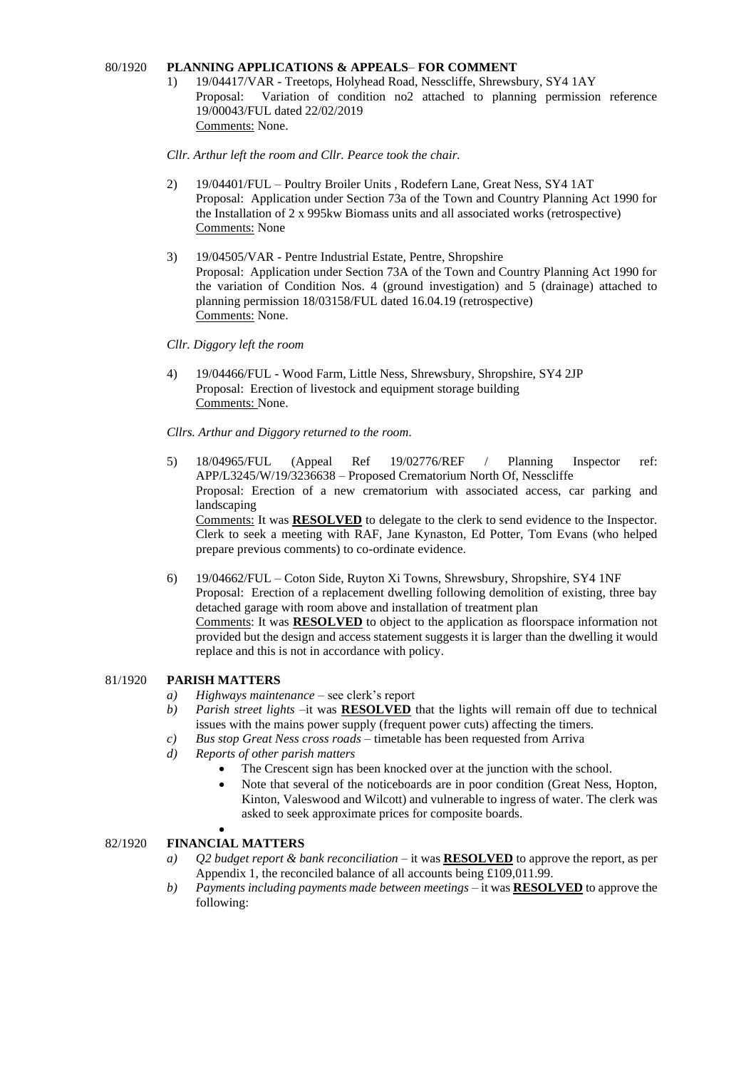80/1920 **PLANNING APPLICATIONS & APPEALS– FOR COMMENT**

1) 19/04417/VAR - Treetops, Holyhead Road, Nesscliffe, Shrewsbury, SY4 1AY
   Proposal: Variation of condition no2 attached to planning permission reference 19/00043/FUL dated 22/02/2019
   Comments: None.

*Cllr. Arthur left the room and Cllr. Pearce took the chair.*

2) 19/04401/FUL – Poultry Broiler Units , Rodefern Lane, Great Ness, SY4 1AT
   Proposal: Application under Section 73a of the Town and Country Planning Act 1990 for the Installation of 2 x 995kw Biomass units and all associated works (retrospective)
   Comments: None

3) 19/04505/VAR - Pentre Industrial Estate, Pentre, Shropshire
   Proposal: Application under Section 73A of the Town and Country Planning Act 1990 for the variation of Condition Nos. 4 (ground investigation) and 5 (drainage) attached to planning permission 18/03158/FUL dated 16.04.19 (retrospective)
   Comments: None.

*Cllr. Diggory left the room*

4) 19/04466/FUL - Wood Farm, Little Ness, Shrewsbury, Shropshire, SY4 2JP
   Proposal: Erection of livestock and equipment storage building
   Comments: None.

*Cllrs. Arthur and Diggory returned to the room.*

5) 18/04965/FUL (Appeal Ref 19/02776/REF / Planning Inspector ref: APP/L3245/W/19/3236638 – Proposed Crematorium North Of, Nesscliffe
   Proposal: Erection of a new crematorium with associated access, car parking and landscaping
   Comments: It was **RESOLVED** to delegate to the clerk to send evidence to the Inspector. Clerk to seek a meeting with RAF, Jane Kynaston, Ed Potter, Tom Evans (who helped prepare previous comments) to co-ordinate evidence.

6) 19/04662/FUL – Coton Side, Ruyton Xi Towns, Shrewsbury, Shropshire, SY4 1NF
   Proposal: Erection of a replacement dwelling following demolition of existing, three bay detached garage with room above and installation of treatment plan
   Comments: It was **RESOLVED** to object to the application as floorspace information not provided but the design and access statement suggests it is larger than the dwelling it would replace and this is not in accordance with policy.

81/1920 **PARISH MATTERS**

a) *Highways maintenance* – see clerk's report
b) *Parish street lights* –it was **RESOLVED** that the lights will remain off due to technical issues with the mains power supply (frequent power cuts) affecting the timers.
c) *Bus stop Great Ness cross roads* – timetable has been requested from Arriva
d) *Reports of other parish matters*
   - The Crescent sign has been knocked over at the junction with the school.
   - Note that several of the noticeboards are in poor condition (Great Ness, Hopton, Kinton, Valeswood and Wilcott) and vulnerable to ingress of water. The clerk was asked to seek approximate prices for composite boards.
   -

82/1920 **FINANCIAL MATTERS**

a) *Q2 budget report & bank reconciliation* – it was **RESOLVED** to approve the report, as per Appendix 1, the reconciled balance of all accounts being £109,011.99.
b) *Payments including payments made between meetings* – it was **RESOLVED** to approve the following: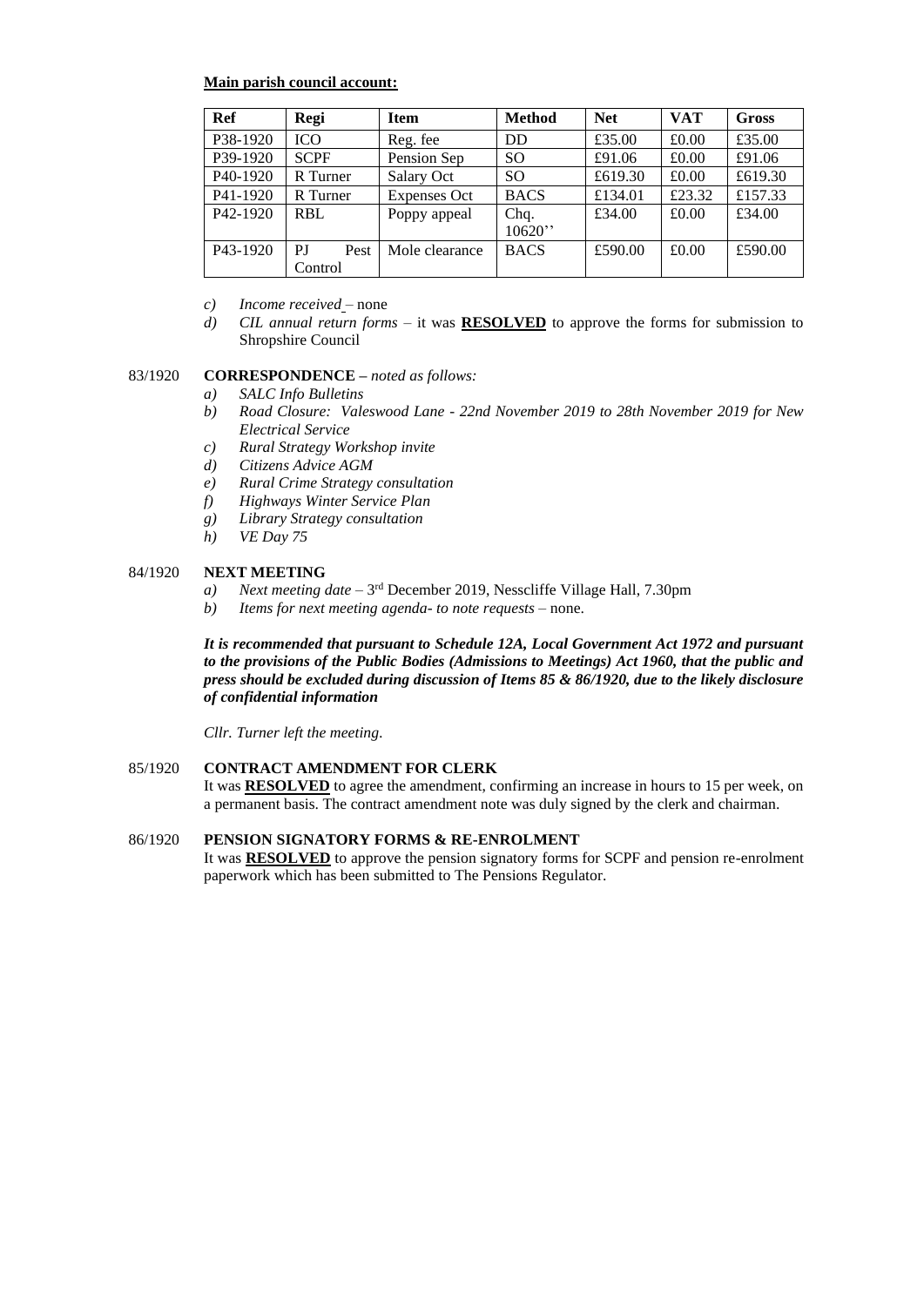**Main parish council account:**

| Ref | Regi | Item | Method | Net | VAT | Gross |
|---|---|---|---|---|---|---|
| P38-1920 | ICO | Reg. fee | DD | £35.00 | £0.00 | £35.00 |
| P39-1920 | SCPF | Pension Sep | SO | £91.06 | £0.00 | £91.06 |
| P40-1920 | R Turner | Salary Oct | SO | £619.30 | £0.00 | £619.30 |
| P41-1920 | R Turner | Expenses Oct | BACS | £134.01 | £23.32 | £157.33 |
| P42-1920 | RBL | Poppy appeal | Chq. 10620'' | £34.00 | £0.00 | £34.00 |
| P43-1920 | PJ Pest Control | Mole clearance | BACS | £590.00 | £0.00 | £590.00 |

c) *Income received* – none

d) *CIL annual return forms* – it was **RESOLVED** to approve the forms for submission to Shropshire Council

83/1920 **CORRESPONDENCE –** *noted as follows:*

a) *SALC Info Bulletins*

b) *Road Closure: Valeswood Lane - 22nd November 2019 to 28th November 2019 for New Electrical Service*

c) *Rural Strategy Workshop invite*

d) *Citizens Advice AGM*

e) *Rural Crime Strategy consultation*

f) *Highways Winter Service Plan*

g) *Library Strategy consultation*

h) *VE Day 75*

84/1920 **NEXT MEETING**

a) *Next meeting date* – 3rd December 2019, Nesscliffe Village Hall, 7.30pm

b) *Items for next meeting agenda- to note requests* – none.

***It is recommended that pursuant to Schedule 12A, Local Government Act 1972 and pursuant to the provisions of the Public Bodies (Admissions to Meetings) Act 1960, that the public and press should be excluded during discussion of Items 85 & 86/1920, due to the likely disclosure of confidential information***

*Cllr. Turner left the meeting.*

85/1920 **CONTRACT AMENDMENT FOR CLERK**

It was **RESOLVED** to agree the amendment, confirming an increase in hours to 15 per week, on a permanent basis. The contract amendment note was duly signed by the clerk and chairman.

86/1920 **PENSION SIGNATORY FORMS & RE-ENROLMENT**

It was **RESOLVED** to approve the pension signatory forms for SCPF and pension re-enrolment paperwork which has been submitted to The Pensions Regulator.